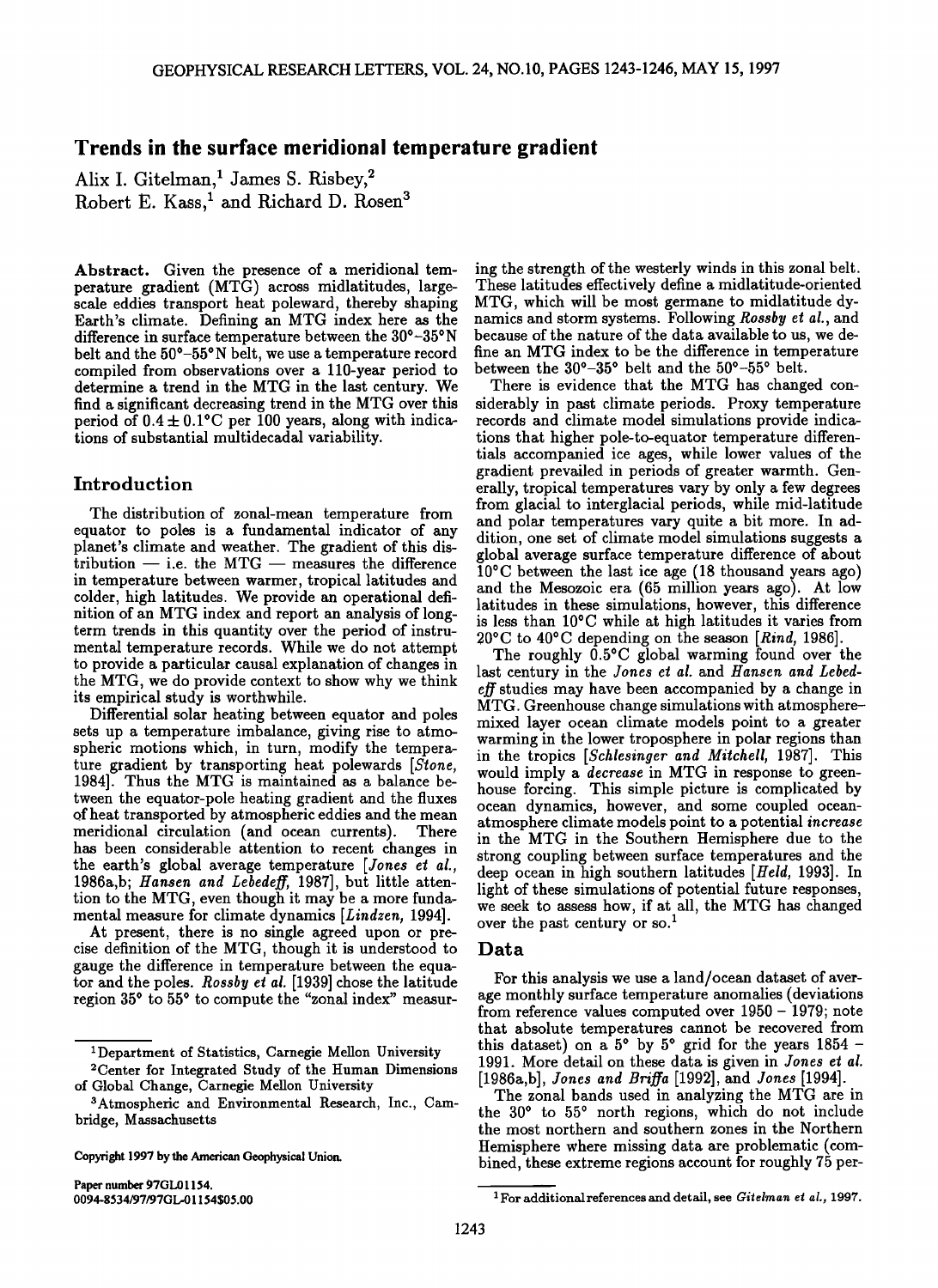# Trends in the surface meridional temperature gradient

Alix I. Gitelman,[1] James S. Risbey,[2] Robert E. Kass,[1] and Richard D. Rosen[3]

**Abstract.** Given the presence of a meridional temperature gradient (MTG) across midlatitudes, large-scale eddies transport heat poleward, thereby shaping Earth's climate. Defining an MTG index here as the difference in surface temperature between the 30°–35°N belt and the 50°–55°N belt, we use a temperature record compiled from observations over a 110-year period to determine a trend in the MTG in the last century. We find a significant decreasing trend in the MTG over this period of $0.4 \pm 0.1$°C per 100 years, along with indications of substantial multidecadal variability.

## Introduction

The distribution of zonal-mean temperature from equator to poles is a fundamental indicator of any planet's climate and weather. The gradient of this distribution — i.e. the MTG — measures the difference in temperature between warmer, tropical latitudes and colder, high latitudes. We provide an operational definition of an MTG index and report an analysis of long-term trends in this quantity over the period of instrumental temperature records. While we do not attempt to provide a particular causal explanation of changes in the MTG, we do provide context to show why we think its empirical study is worthwhile.

Differential solar heating between equator and poles sets up a temperature imbalance, giving rise to atmospheric motions which, in turn, modify the temperature gradient by transporting heat polewards [*Stone*, 1984]. Thus the MTG is maintained as a balance between the equator-pole heating gradient and the fluxes of heat transported by atmospheric eddies and the mean meridional circulation (and ocean currents). There has been considerable attention to recent changes in the earth's global average temperature [*Jones et al.*, 1986a,b; *Hansen and Lebedeff*, 1987], but little attention to the MTG, even though it may be a more fundamental measure for climate dynamics [*Lindzen*, 1994].

At present, there is no single agreed upon or precise definition of the MTG, though it is understood to gauge the difference in temperature between the equator and the poles. *Rossby et al.* [1939] chose the latitude region 35° to 55° to compute the "zonal index" measuring the strength of the westerly winds in this zonal belt. These latitudes effectively define a midlatitude-oriented MTG, which will be most germane to midlatitude dynamics and storm systems. Following *Rossby et al.*, and because of the nature of the data available to us, we define an MTG index to be the difference in temperature between the 30°–35° belt and the 50°–55° belt.

There is evidence that the MTG has changed considerably in past climate periods. Proxy temperature records and climate model simulations provide indications that higher pole-to-equator temperature differentials accompanied ice ages, while lower values of the gradient prevailed in periods of greater warmth. Generally, tropical temperatures vary by only a few degrees from glacial to interglacial periods, while mid-latitude and polar temperatures vary quite a bit more. In addition, one set of climate model simulations suggests a global average surface temperature difference of about 10°C between the last ice age (18 thousand years ago) and the Mesozoic era (65 million years ago). At low latitudes in these simulations, however, this difference is less than 10°C while at high latitudes it varies from 20°C to 40°C depending on the season [*Rind*, 1986].

The roughly 0.5°C global warming found over the last century in the *Jones et al.* and *Hansen and Lebedeff* studies may have been accompanied by a change in MTG. Greenhouse change simulations with atmosphere–mixed layer ocean climate models point to a greater warming in the lower troposphere in polar regions than in the tropics [*Schlesinger and Mitchell*, 1987]. This would imply a *decrease* in MTG in response to greenhouse forcing. This simple picture is complicated by ocean dynamics, however, and some coupled ocean-atmosphere climate models point to a potential *increase* in the MTG in the Southern Hemisphere due to the strong coupling between surface temperatures and the deep ocean in high southern latitudes [*Held*, 1993]. In light of these simulations of potential future responses, we seek to assess how, if at all, the MTG has changed over the past century or so.[1]

## Data

For this analysis we use a land/ocean dataset of average monthly surface temperature anomalies (deviations from reference values computed over 1950 – 1979; note that absolute temperatures cannot be recovered from this dataset) on a 5° by 5° grid for the years 1854 – 1991. More detail on these data is given in *Jones et al.* [1986a,b], *Jones and Briffa* [1992], and *Jones* [1994].

The zonal bands used in analyzing the MTG are in the 30° to 55° north regions, which do not include the most northern and southern zones in the Northern Hemisphere where missing data are problematic (combined, these extreme regions account for roughly 75 per-

---

[1] Department of Statistics, Carnegie Mellon University

[2] Center for Integrated Study of the Human Dimensions of Global Change, Carnegie Mellon University

[3] Atmospheric and Environmental Research, Inc., Cambridge, Massachusetts

Copyright 1997 by the American Geophysical Union.

Paper number 97GL01154.
0094-8534/97/97GL-01154$05.00

[1] For additional references and detail, see *Gitelman et al.*, 1997.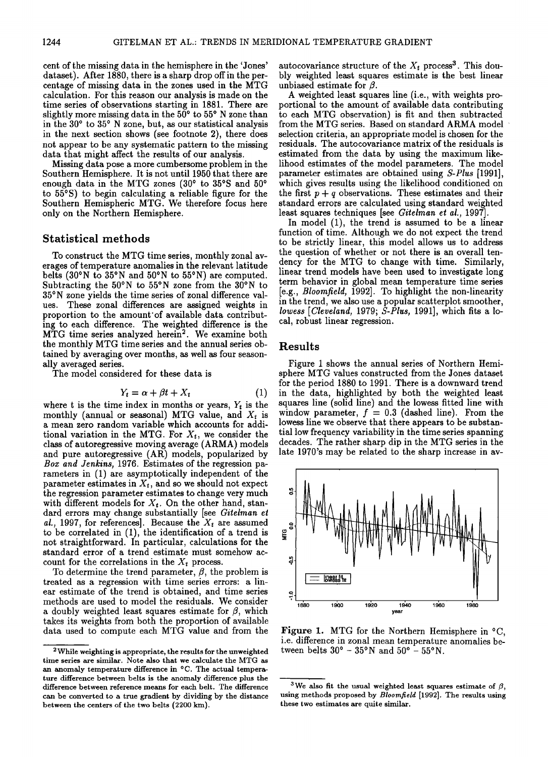cent of the missing data in the hemisphere in the 'Jones' dataset). After 1880, there is a sharp drop off in the percentage of missing data in the zones used in the MTG calculation. For this reason our analysis is made on the time series of observations starting in 1881. There are slightly more missing data in the 50° to 55° N zone than in the 30° to 35° N zone, but, as our statistical analysis in the next section shows (see footnote 2), there does not appear to be any systematic pattern to the missing data that might affect the results of our analysis.

Missing data pose a more cumbersome problem in the Southern Hemisphere. It is not until 1950 that there are enough data in the MTG zones (30° to 35°S and 50° to 55°S) to begin calculating a reliable figure for the Southern Hemispheric MTG. We therefore focus here only on the Northern Hemisphere.

## Statistical methods

To construct the MTG time series, monthly zonal averages of temperature anomalies in the relevant latitude belts (30°N to 35°N and 50°N to 55°N) are computed. Subtracting the 50°N to 55°N zone from the 30°N to 35°N zone yields the time series of zonal difference values. These zonal differences are assigned weights in proportion to the amount of available data contributing to each difference. The weighted difference is the MTG time series analyzed herein[2]. We examine both the monthly MTG time series and the annual series obtained by averaging over months, as well as four seasonally averaged series.

The model considered for these data is

$$Y_t = \alpha + \beta t + X_t \tag{1}$$

where t is the time index in months or years, $Y_t$ is the monthly (annual or seasonal) MTG value, and $X_t$ is a mean zero random variable which accounts for additional variation in the MTG. For $X_t$, we consider the class of autoregressive moving average (ARMA) models and pure autoregressive (AR) models, popularized by *Box and Jenkins*, 1976. Estimates of the regression parameters in (1) are asymptotically independent of the parameter estimates in $X_t$, and so we should not expect the regression parameter estimates to change very much with different models for $X_t$. On the other hand, standard errors may change substantially [see *Gitelman et al.*, 1997, for references]. Because the $X_t$ are assumed to be correlated in (1), the identification of a trend is not straightforward. In particular, calculations for the standard error of a trend estimate must somehow account for the correlations in the $X_t$ process.

To determine the trend parameter, $\beta$, the problem is treated as a regression with time series errors: a linear estimate of the trend is obtained, and time series methods are used to model the residuals. We consider a doubly weighted least squares estimate for $\beta$, which takes its weights from both the proportion of available data used to compute each MTG value and from the autocovariance structure of the $X_t$ process[3]. This doubly weighted least squares estimate is the best linear unbiased estimate for $\beta$.

A weighted least squares line (i.e., with weights proportional to the amount of available data contributing to each MTG observation) is fit and then subtracted from the MTG series. Based on standard ARMA model selection criteria, an appropriate model is chosen for the residuals. The autocovariance matrix of the residuals is estimated from the data by using the maximum likelihood estimates of the model parameters. The model parameter estimates are obtained using *S-Plus* [1991], which gives results using the likelihood conditioned on the first $p + q$ observations. These estimates and their standard errors are calculated using standard weighted least squares techniques [see *Gitelman et al.*, 1997].

In model (1), the trend is assumed to be a linear function of time. Although we do not expect the trend to be strictly linear, this model allows us to address the question of whether or not there is an overall tendency for the MTG to change with time. Similarly, linear trend models have been used to investigate long term behavior in global mean temperature time series [e.g., *Bloomfield*, 1992]. To highlight the non-linearity in the trend, we also use a popular scatterplot smoother, *lowess* [*Cleveland*, 1979; *S-Plus*, 1991], which fits a local, robust linear regression.

## Results

Figure 1 shows the annual series of Northern Hemisphere MTG values constructed from the Jones dataset for the period 1880 to 1991. There is a downward trend in the data, highlighted by both the weighted least squares line (solid line) and the lowess fitted line with window parameter, $f = 0.3$ (dashed line). From the lowess line we observe that there appears to be substantial low frequency variability in the time series spanning decades. The rather sharp dip in the MTG series in the late 1970's may be related to the sharp increase in av-

**Figure 1.** MTG for the Northern Hemisphere in °C, i.e. difference in zonal mean temperature anomalies between belts 30° – 35°N and 50° – 55°N.

---

[2] While weighting is appropriate, the results for the unweighted time series are similar. Note also that we calculate the MTG as an anomaly temperature difference in °C. The actual temperature difference between belts is the anomaly difference plus the difference between reference means for each belt. The difference can be converted to a true gradient by dividing by the distance between the centers of the two belts (2200 km).

[3] We also fit the usual weighted least squares estimate of $\beta$, using methods proposed by *Bloomfield* [1992]. The results using these two estimates are quite similar.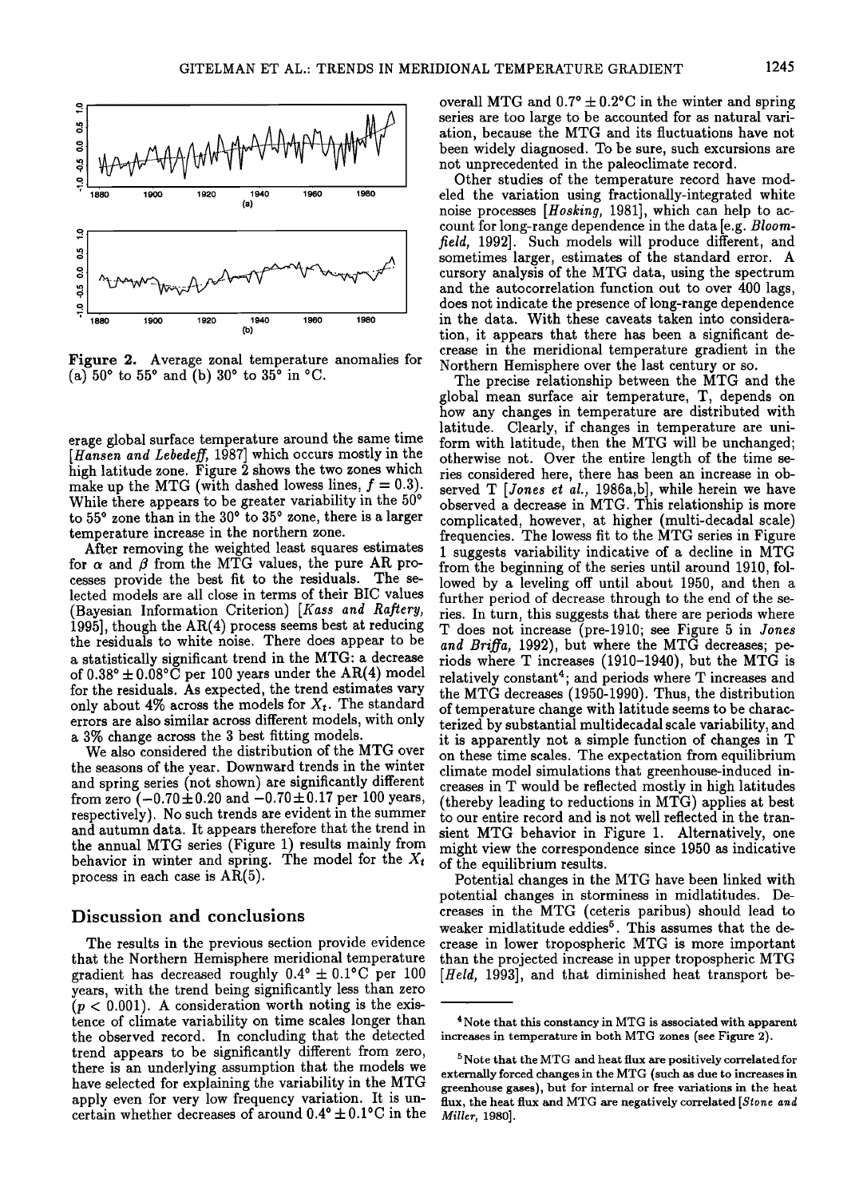Figure 2. Average zonal temperature anomalies for (a) 50° to 55° and (b) 30° to 35° in °C.

erage global surface temperature around the same time [*Hansen and Lebedeff*, 1987] which occurs mostly in the high latitude zone. Figure 2 shows the two zones which make up the MTG (with dashed lowess lines, $f = 0.3$). While there appears to be greater variability in the 50° to 55° zone than in the 30° to 35° zone, there is a larger temperature increase in the northern zone.

After removing the weighted least squares estimates for $\alpha$ and $\beta$ from the MTG values, the pure AR processes provide the best fit to the residuals. The selected models are all close in terms of their BIC values (Bayesian Information Criterion) [*Kass and Raftery*, 1995], though the AR(4) process seems best at reducing the residuals to white noise. There does appear to be a statistically significant trend in the MTG: a decrease of $0.38° \pm 0.08°$C per 100 years under the AR(4) model for the residuals. As expected, the trend estimates vary only about 4% across the models for $X_t$. The standard errors are also similar across different models, with only a 3% change across the 3 best fitting models.

We also considered the distribution of the MTG over the seasons of the year. Downward trends in the winter and spring series (not shown) are significantly different from zero ($-0.70 \pm 0.20$ and $-0.70 \pm 0.17$ per 100 years, respectively). No such trends are evident in the summer and autumn data. It appears therefore that the trend in the annual MTG series (Figure 1) results mainly from behavior in winter and spring. The model for the $X_t$ process in each case is AR(5).

## Discussion and conclusions

The results in the previous section provide evidence that the Northern Hemisphere meridional temperature gradient has decreased roughly $0.4° \pm 0.1°$C per 100 years, with the trend being significantly less than zero ($p < 0.001$). A consideration worth noting is the existence of climate variability on time scales longer than the observed record. In concluding that the detected trend appears to be significantly different from zero, there is an underlying assumption that the models we have selected for explaining the variability in the MTG apply even for very low frequency variation. It is uncertain whether decreases of around $0.4° \pm 0.1°$C in the overall MTG and $0.7° \pm 0.2°$C in the winter and spring series are too large to be accounted for as natural variation, because the MTG and its fluctuations have not been widely diagnosed. To be sure, such excursions are not unprecedented in the paleoclimate record.

Other studies of the temperature record have modeled the variation using fractionally-integrated white noise processes [*Hosking*, 1981], which can help to account for long-range dependence in the data [e.g. *Bloomfield*, 1992]. Such models will produce different, and sometimes larger, estimates of the standard error. A cursory analysis of the MTG data, using the spectrum and the autocorrelation function out to over 400 lags, does not indicate the presence of long-range dependence in the data. With these caveats taken into consideration, it appears that there has been a significant decrease in the meridional temperature gradient in the Northern Hemisphere over the last century or so.

The precise relationship between the MTG and the global mean surface air temperature, T, depends on how any changes in temperature are distributed with latitude. Clearly, if changes in temperature are uniform with latitude, then the MTG will be unchanged; otherwise not. Over the entire length of the time series considered here, there has been an increase in observed T [*Jones et al.*, 1986a,b], while herein we have observed a decrease in MTG. This relationship is more complicated, however, at higher (multi-decadal scale) frequencies. The lowess fit to the MTG series in Figure 1 suggests variability indicative of a decline in MTG from the beginning of the series until around 1910, followed by a leveling off until about 1950, and then a further period of decrease through to the end of the series. In turn, this suggests that there are periods where T does not increase (pre-1910; see Figure 5 in *Jones and Briffa*, 1992), but where the MTG decreases; periods where T increases (1910–1940), but the MTG is relatively constant[4]; and periods where T increases and the MTG decreases (1950-1990). Thus, the distribution of temperature change with latitude seems to be characterized by substantial multidecadal scale variability, and it is apparently not a simple function of changes in T on these time scales. The expectation from equilibrium climate model simulations that greenhouse-induced increases in T would be reflected mostly in high latitudes (thereby leading to reductions in MTG) applies at best to our entire record and is not well reflected in the transient MTG behavior in Figure 1. Alternatively, one might view the correspondence since 1950 as indicative of the equilibrium results.

Potential changes in the MTG have been linked with potential changes in storminess in midlatitudes. Decreases in the MTG (ceteris paribus) should lead to weaker midlatitude eddies[5]. This assumes that the decrease in lower tropospheric MTG is more important than the projected increase in upper tropospheric MTG [*Held*, 1993], and that diminished heat transport be-

[4] Note that this constancy in MTG is associated with apparent increases in temperature in both MTG zones (see Figure 2).

[5] Note that the MTG and heat flux are positively correlated for externally forced changes in the MTG (such as due to increases in greenhouse gases), but for internal or free variations in the heat flux, the heat flux and MTG are negatively correlated [*Stone and Miller*, 1980].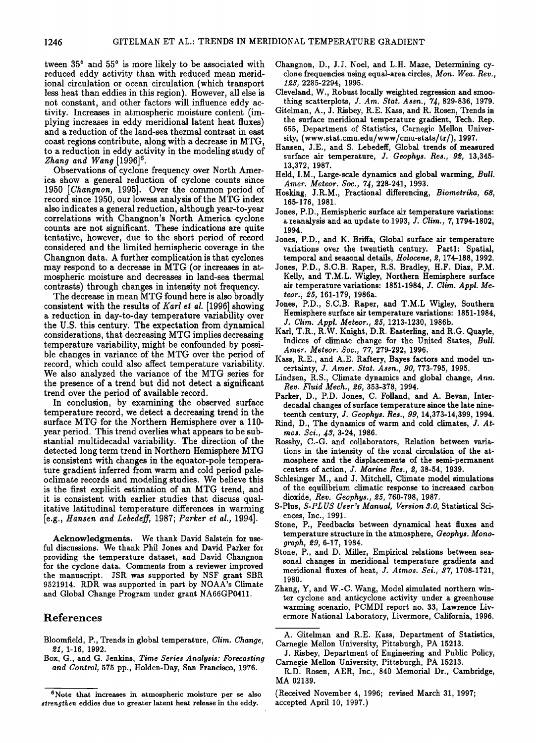tween 35° and 55° is more likely to be associated with reduced eddy activity than with reduced mean meridional circulation or ocean circulation (which transport less heat than eddies in this region). However, all else is not constant, and other factors will influence eddy activity. Increases in atmospheric moisture content (implying increases in eddy meridional latent heat fluxes) and a reduction of the land-sea thermal contrast in east coast regions contribute, along with a decrease in MTG, to a reduction in eddy activity in the modeling study of *Zhang and Wang* [1996][6].

Observations of cyclone frequency over North America show a general reduction of cyclone counts since 1950 [*Changnon*, 1995]. Over the common period of record since 1950, our lowess analysis of the MTG index also indicates a general reduction, although year-to-year correlations with Changnon's North America cyclone counts are not significant. These indications are quite tentative, however, due to the short period of record considered and the limited hemispheric coverage in the Changnon data. A further complication is that cyclones may respond to a decrease in MTG (or increases in atmospheric moisture and decreases in land-sea thermal contrasts) through changes in intensity not frequency.

The decrease in mean MTG found here is also broadly consistent with the results of *Karl et al.* [1996] showing a reduction in day-to-day temperature variability over the U.S. this century. The expectation from dynamical considerations, that decreasing MTG implies decreasing temperature variability, might be confounded by possible changes in variance of the MTG over the period of record, which could also affect temperature variability. We also analyzed the variance of the MTG series for the presence of a trend but did not detect a significant trend over the period of available record.

In conclusion, by examining the observed surface temperature record, we detect a decreasing trend in the surface MTG for the Northern Hemisphere over a 110-year period. This trend overlies what appears to be substantial multidecadal variability. The direction of the detected long term trend in Northern Hemisphere MTG is consistent with changes in the equator-pole temperature gradient inferred from warm and cold period paleoclimate records and modeling studies. We believe this is the first explicit estimation of an MTG trend, and it is consistent with earlier studies that discuss qualitative latitudinal temperature differences in warming [e.g., *Hansen and Lebedeff*, 1987; *Parker et al.*, 1994].

**Acknowledgments.** We thank David Salstein for useful discussions. We thank Phil Jones and David Parker for providing the temperature dataset, and David Changnon for the cyclone data. Comments from a reviewer improved the manuscript. JSR was supported by NSF grant SBR 9521914. RDR was supported in part by NOAA's Climate and Global Change Program under grant NA66GP0411.

## References

Bloomfield, P., Trends in global temperature, *Clim. Change, 21*, 1-16, 1992.

Box, G., and G. Jenkins, *Time Series Analysis: Forecasting and Control*, 575 pp., Holden-Day, San Francisco, 1976.

Changnon, D., J.J. Noel, and L.H. Maze, Determining cyclone frequencies using equal-area circles, *Mon. Wea. Rev., 123*, 2285-2294, 1995.

Cleveland, W., Robust locally weighted regression and smoothing scatterplots, *J. Am. Stat. Assn., 74*, 829-836, 1979.

Gitelman, A., J. Risbey, R.E. Kass, and R. Rosen, Trends in the surface meridional temperature gradient, Tech. Rep. 655, Department of Statistics, Carnegie Mellon University, (www.stat.cmu.edu/www/cmu-stats/tr/), 1997.

Hansen, J.E., and S. Lebedeff, Global trends of measured surface air temperature, *J. Geophys. Res., 92*, 13,345-13,372, 1987.

Held, I.M., Large-scale dynamics and global warming, *Bull. Amer. Meteor. Soc., 74*, 228-241, 1993.

Hosking, J.R.M., Fractional differencing, *Biometrika, 68*, 165-176, 1981.

Jones, P.D., Hemispheric surface air temperature variations: a reanalysis and an update to 1993, *J. Clim., 7*, 1794-1802, 1994.

Jones, P.D., and K. Briffa, Global surface air temperature variations over the twentieth century. Part1: Spatial, temporal and seasonal details, *Holocene, 2*, 174-188, 1992.

Jones, P.D., S.C.B. Raper, R.S. Bradley, H.F. Diaz, P.M. Kelly, and T.M.L. Wigley, Northern Hemisphere surface air temperature variations: 1851-1984, *J. Clim. Appl. Meteor., 25*, 161-179, 1986a.

Jones, P.D., S.C.B. Raper, and T.M.L Wigley, Southern Hemisphere surface air temperature variations: 1851-1984, *J. Clim. Appl. Meteor., 25*, 1213-1230, 1986b.

Karl, T.R., R.W. Knight, D.R. Easterling, and R.G. Quayle, Indices of climate change for the United States, *Bull. Amer. Meteor. Soc., 77*, 279-292, 1996.

Kass, R.E., and A.E. Raftery, Bayes factors and model uncertainty, *J. Amer. Stat. Assn., 90*, 773-795, 1995.

Lindzen, R.S., Climate dynamics and global change, *Ann. Rev. Fluid Mech., 26*, 353-378, 1994.

Parker, D., P.D. Jones, C. Folland, and A. Bevan, Interdecadal changes of surface temperature since the late nineteenth century, *J. Geophys. Res., 99*, 14,373-14,399, 1994.

Rind, D., The dynamics of warm and cold climates, *J. Atmos. Sci., 43*, 3-24, 1986.

Rossby, C.-G. and collaborators, Relation between variations in the intensity of the zonal circulation of the atmosphere and the displacements of the semi-permanent centers of action, *J. Marine Res., 2*, 38-54, 1939.

Schlesinger M., and J. Mitchell, Climate model simulations of the equilibrium climatic response to increased carbon dioxide, *Rev. Geophys., 25*, 760-798, 1987.

S-Plus, *S-PLUS User's Manual, Version 3.0*, Statistical Sciences, Inc., 1991.

Stone, P., Feedbacks between dynamical heat fluxes and temperature structure in the atmosphere, *Geophys. Monograph, 29*, 6-17, 1984.

Stone, P., and D. Miller, Empirical relations between seasonal changes in meridional temperature gradients and meridional fluxes of heat, *J. Atmos. Sci., 37*, 1708-1721, 1980.

Zhang, Y, and W.-C. Wang, Model simulated northern winter cyclone and anticyclone activity under a greenhouse warming scenario, PCMDI report no. 33, Lawrence Livermore National Laboratory, Livermore, California, 1996.

[6] Note that increases in atmospheric moisture per se also *strengthen* eddies due to greater latent heat release in the eddy.

A. Gitelman and R.E. Kass, Department of Statistics, Carnegie Mellon University, Pittsburgh, PA 15213.

J. Risbey, Department of Engineering and Public Policy, Carnegie Mellon University, Pittsburgh, PA 15213.

R.D. Rosen, AER, Inc., 840 Memorial Dr., Cambridge, MA 02139.

(Received November 4, 1996; revised March 31, 1997; accepted April 10, 1997.)